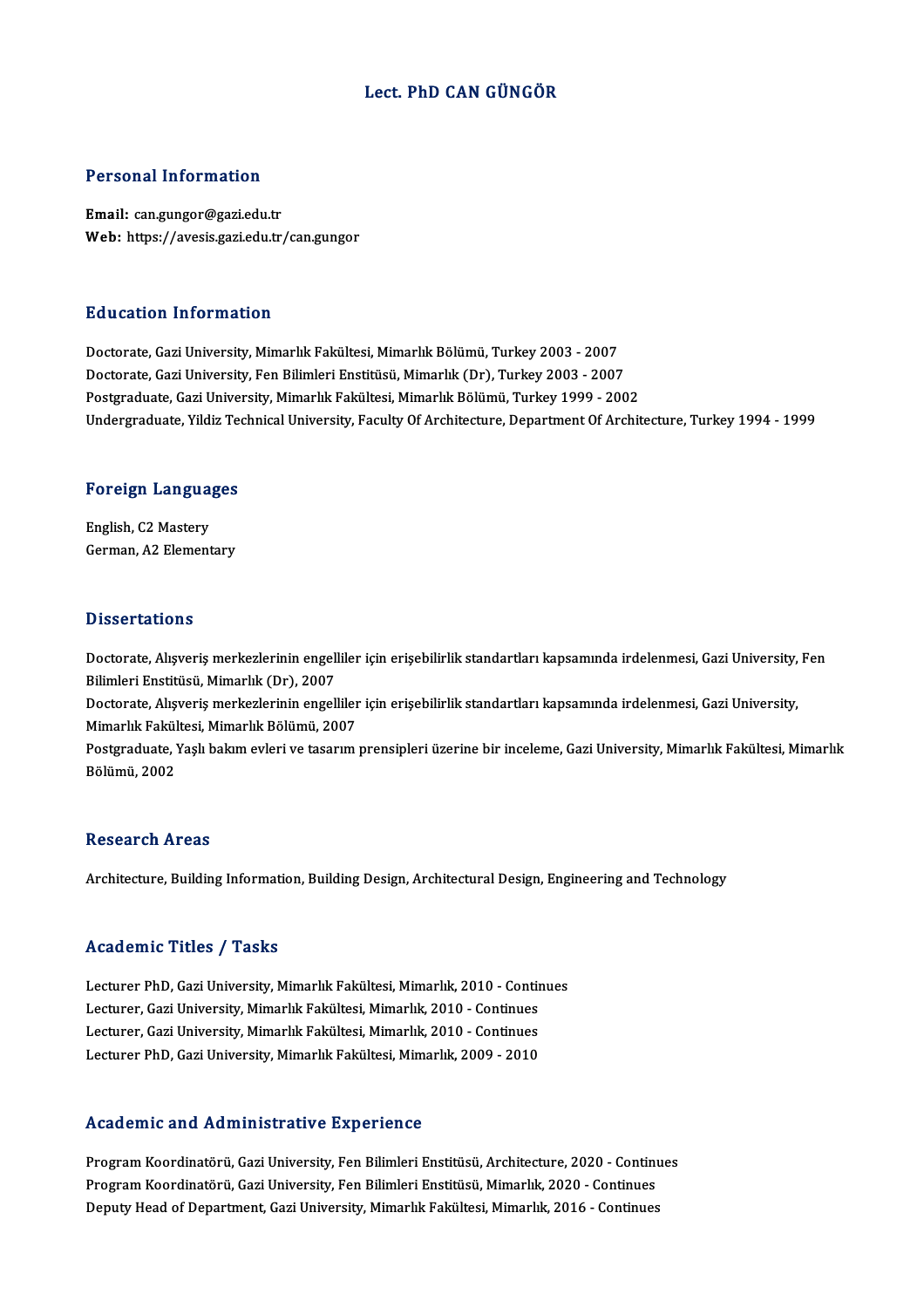# Lect. PhD CAN GÜNGÖR

## Personal Information

**Email:** can.gungor@gazi.edu.tr
**Web:** https://avesis.gazi.edu.tr/can.gungor

## Education Information

Doctorate, Gazi University, Mimarlık Fakültesi, Mimarlık Bölümü, Turkey 2003 - 2007
Doctorate, Gazi University, Fen Bilimleri Enstitüsü, Mimarlık (Dr), Turkey 2003 - 2007
Postgraduate, Gazi University, Mimarlık Fakültesi, Mimarlık Bölümü, Turkey 1999 - 2002
Undergraduate, Yildiz Technical University, Faculty Of Architecture, Department Of Architecture, Turkey 1994 - 1999

## Foreign Languages

English, C2 Mastery
German, A2 Elementary

## Dissertations

Doctorate, Alışveriş merkezlerinin engelliler için erişebilirlik standartları kapsamında irdelenmesi, Gazi University, Fen Bilimleri Enstitüsü, Mimarlık (Dr), 2007
Doctorate, Alışveriş merkezlerinin engelliler için erişebilirlik standartları kapsamında irdelenmesi, Gazi University, Mimarlık Fakültesi, Mimarlık Bölümü, 2007
Postgraduate, Yaşlı bakım evleri ve tasarım prensipleri üzerine bir inceleme, Gazi University, Mimarlık Fakültesi, Mimarlık Bölümü, 2002

## Research Areas

Architecture, Building Information, Building Design, Architectural Design, Engineering and Technology

## Academic Titles / Tasks

Lecturer PhD, Gazi University, Mimarlık Fakültesi, Mimarlık, 2010 - Continues
Lecturer, Gazi University, Mimarlık Fakültesi, Mimarlık, 2010 - Continues
Lecturer, Gazi University, Mimarlık Fakültesi, Mimarlık, 2010 - Continues
Lecturer PhD, Gazi University, Mimarlık Fakültesi, Mimarlık, 2009 - 2010

## Academic and Administrative Experience

Program Koordinatörü, Gazi University, Fen Bilimleri Enstitüsü, Architecture, 2020 - Continues
Program Koordinatörü, Gazi University, Fen Bilimleri Enstitüsü, Mimarlık, 2020 - Continues
Deputy Head of Department, Gazi University, Mimarlık Fakültesi, Mimarlık, 2016 - Continues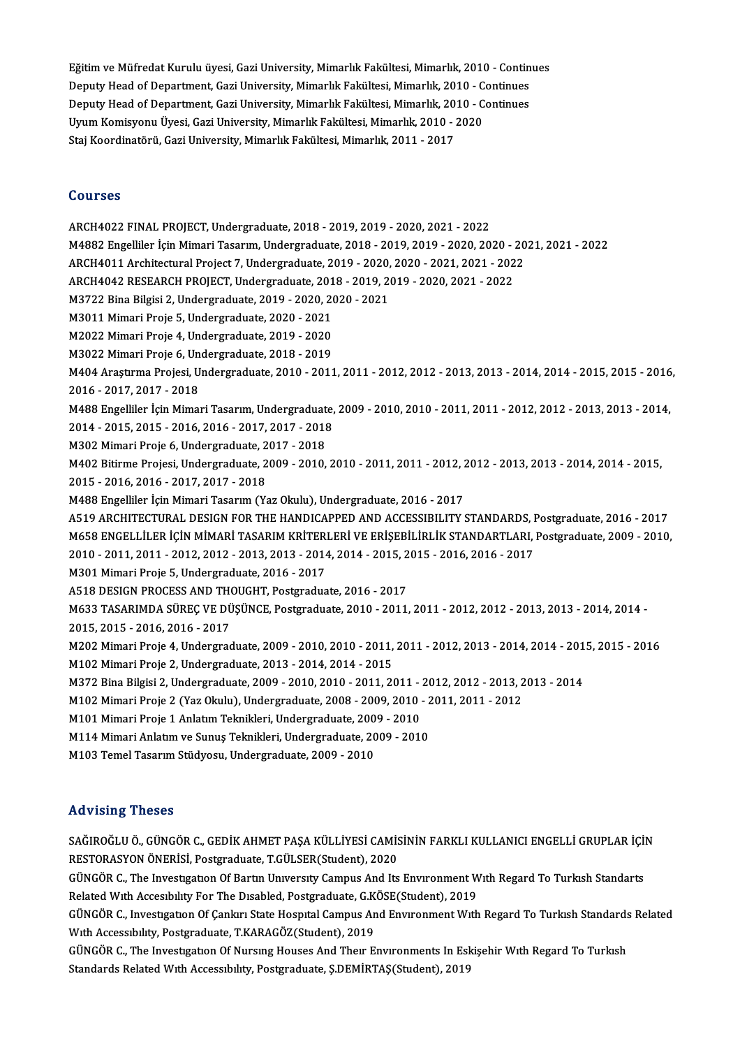Eğitim ve Müfredat Kurulu üyesi, Gazi University, Mimarlık Fakültesi, Mimarlık, 2010 - Continues
Deputy Head of Department, Gazi University, Mimarlık Fakültesi, Mimarlık, 2010 - Continues
Deputy Head of Department, Gazi University, Mimarlık Fakültesi, Mimarlık, 2010 - Continues
Uyum Komisyonu Üyesi, Gazi University, Mimarlık Fakültesi, Mimarlık, 2010 - 2020
Staj Koordinatörü, Gazi University, Mimarlık Fakültesi, Mimarlık, 2011 - 2017

## Courses

ARCH4022 FINAL PROJECT, Undergraduate, 2018 - 2019, 2019 - 2020, 2021 - 2022
M4882 Engelliler İçin Mimari Tasarım, Undergraduate, 2018 - 2019, 2019 - 2020, 2020 - 2021, 2021 - 2022
ARCH4011 Architectural Project 7, Undergraduate, 2019 - 2020, 2020 - 2021, 2021 - 2022
ARCH4042 RESEARCH PROJECT, Undergraduate, 2018 - 2019, 2019 - 2020, 2021 - 2022
M3722 Bina Bilgisi 2, Undergraduate, 2019 - 2020, 2020 - 2021
M3011 Mimari Proje 5, Undergraduate, 2020 - 2021
M2022 Mimari Proje 4, Undergraduate, 2019 - 2020
M3022 Mimari Proje 6, Undergraduate, 2018 - 2019
M404 Araştırma Projesi, Undergraduate, 2010 - 2011, 2011 - 2012, 2012 - 2013, 2013 - 2014, 2014 - 2015, 2015 - 2016, 2016 - 2017, 2017 - 2018
M488 Engelliler İçin Mimari Tasarım, Undergraduate, 2009 - 2010, 2010 - 2011, 2011 - 2012, 2012 - 2013, 2013 - 2014, 2014 - 2015, 2015 - 2016, 2016 - 2017, 2017 - 2018
M302 Mimari Proje 6, Undergraduate, 2017 - 2018
M402 Bitirme Projesi, Undergraduate, 2009 - 2010, 2010 - 2011, 2011 - 2012, 2012 - 2013, 2013 - 2014, 2014 - 2015, 2015 - 2016, 2016 - 2017, 2017 - 2018
M488 Engelliler İçin Mimari Tasarım (Yaz Okulu), Undergraduate, 2016 - 2017
A519 ARCHITECTURAL DESIGN FOR THE HANDICAPPED AND ACCESSIBILITY STANDARDS, Postgraduate, 2016 - 2017
M658 ENGELLİLER İÇİN MİMARİ TASARIM KRİTERLERİ VE ERİŞEBİLİRLİK STANDARTLARI, Postgraduate, 2009 - 2010, 2010 - 2011, 2011 - 2012, 2012 - 2013, 2013 - 2014, 2014 - 2015, 2015 - 2016, 2016 - 2017
M301 Mimari Proje 5, Undergraduate, 2016 - 2017
A518 DESIGN PROCESS AND THOUGHT, Postgraduate, 2016 - 2017
M633 TASARIMDA SÜREÇ VE DÜŞÜNCE, Postgraduate, 2010 - 2011, 2011 - 2012, 2012 - 2013, 2013 - 2014, 2014 - 2015, 2015 - 2016, 2016 - 2017
M202 Mimari Proje 4, Undergraduate, 2009 - 2010, 2010 - 2011, 2011 - 2012, 2013 - 2014, 2014 - 2015, 2015 - 2016
M102 Mimari Proje 2, Undergraduate, 2013 - 2014, 2014 - 2015
M372 Bina Bilgisi 2, Undergraduate, 2009 - 2010, 2010 - 2011, 2011 - 2012, 2012 - 2013, 2013 - 2014
M102 Mimari Proje 2 (Yaz Okulu), Undergraduate, 2008 - 2009, 2010 - 2011, 2011 - 2012
M101 Mimari Proje 1 Anlatım Teknikleri, Undergraduate, 2009 - 2010
M114 Mimari Anlatım ve Sunuş Teknikleri, Undergraduate, 2009 - 2010
M103 Temel Tasarım Stüdyosu, Undergraduate, 2009 - 2010

## Advising Theses

SAĞIROĞLU Ö., GÜNGÖR C., GEDİK AHMET PAŞA KÜLLİYESİ CAMİSİNİN FARKLI KULLANICI ENGELLİ GRUPLAR İÇİN RESTORASYON ÖNERİSİ, Postgraduate, T.GÜLSER(Student), 2020
GÜNGÖR C., The Investigation Of Bartın University Campus And Its Environment With Regard To Turkish Standarts Related With Accesibility For The Disabled, Postgraduate, G.KÖSE(Student), 2019
GÜNGÖR C., Investigation Of Çankırı State Hospital Campus And Environment With Regard To Turkish Standards Related With Accessibility, Postgraduate, T.KARAGÖZ(Student), 2019
GÜNGÖR C., The Investigation Of Nursing Houses And Their Environments In Eskişehir With Regard To Turkish Standards Related With Accessibility, Postgraduate, Ş.DEMİRTAŞ(Student), 2019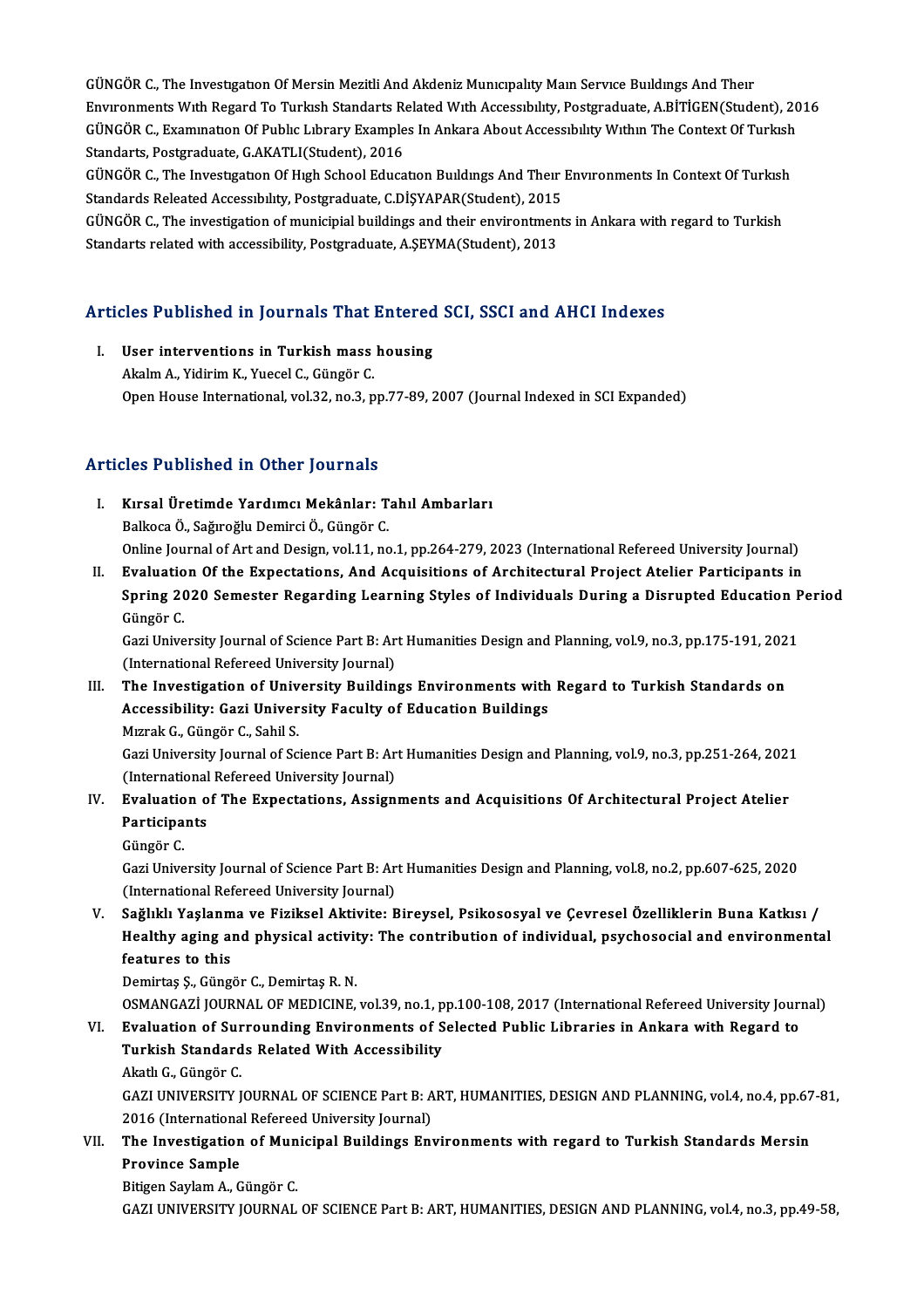GÜNGÖR C., The Investigation Of Mersin Mezitli And Akdeniz Municipality Main Service Buildings And Their Environments With Regard To Turkish Standards Related With Accessibility, Postgraduate, A.BİTİGEN(Student), 2016

GÜNGÖR C., Examination Of Public Library Examples In Ankara About Accessibility Within The Context Of Turkish Standarts, Postgraduate, G.AKATLI(Student), 2016

GÜNGÖR C., The Investigation Of High School Education Buildings And Their Environments In Context Of Turkish Standards Releated Accessibility, Postgraduate, C.DİŞYAPAR(Student), 2015

GÜNGÖR C., The investigation of municipial buildings and their environtments in Ankara with regard to Turkish Standarts related with accessibility, Postgraduate, A.ŞEYMA(Student), 2013

## Articles Published in Journals That Entered SCI, SSCI and AHCI Indexes

I. **User interventions in Turkish mass housing**
   Akalm A., Yidirim K., Yuecel C., Güngör C.
   Open House International, vol.32, no.3, pp.77-89, 2007 (Journal Indexed in SCI Expanded)

## Articles Published in Other Journals

I. **Kırsal Üretimde Yardımcı Mekânlar: Tahıl Ambarları**
   Balkoca Ö., Sağıroğlu Demirci Ö., Güngör C.
   Online Journal of Art and Design, vol.11, no.1, pp.264-279, 2023 (International Refereed University Journal)

II. **Evaluation Of the Expectations, And Acquisitions of Architectural Project Atelier Participants in Spring 2020 Semester Regarding Learning Styles of Individuals During a Disrupted Education Period**
   Güngör C.
   Gazi University Journal of Science Part B: Art Humanities Design and Planning, vol.9, no.3, pp.175-191, 2021 (International Refereed University Journal)

III. **The Investigation of University Buildings Environments with Regard to Turkish Standards on Accessibility: Gazi University Faculty of Education Buildings**
   Mızrak G., Güngör C., Sahil S.
   Gazi University Journal of Science Part B: Art Humanities Design and Planning, vol.9, no.3, pp.251-264, 2021 (International Refereed University Journal)

IV. **Evaluation of The Expectations, Assignments and Acquisitions Of Architectural Project Atelier Participants**
   Güngör C.
   Gazi University Journal of Science Part B: Art Humanities Design and Planning, vol.8, no.2, pp.607-625, 2020 (International Refereed University Journal)

V. **Sağlıklı Yaşlanma ve Fiziksel Aktivite: Bireysel, Psikososyal ve Çevresel Özelliklerin Buna Katkısı / Healthy aging and physical activity: The contribution of individual, psychosocial and environmental features to this**
   Demirtaş Ş., Güngör C., Demirtaş R. N.
   OSMANGAZİ JOURNAL OF MEDICINE, vol.39, no.1, pp.100-108, 2017 (International Refereed University Journal)

VI. **Evaluation of Surrounding Environments of Selected Public Libraries in Ankara with Regard to Turkish Standards Related With Accessibility**
   Akatlı G., Güngör C.
   GAZI UNIVERSITY JOURNAL OF SCIENCE Part B: ART, HUMANITIES, DESIGN AND PLANNING, vol.4, no.4, pp.67-81, 2016 (International Refereed University Journal)

VII. **The Investigation of Municipal Buildings Environments with regard to Turkish Standards Mersin Province Sample**
   Bitigen Saylam A., Güngör C.
   GAZI UNIVERSITY JOURNAL OF SCIENCE Part B: ART, HUMANITIES, DESIGN AND PLANNING, vol.4, no.3, pp.49-58,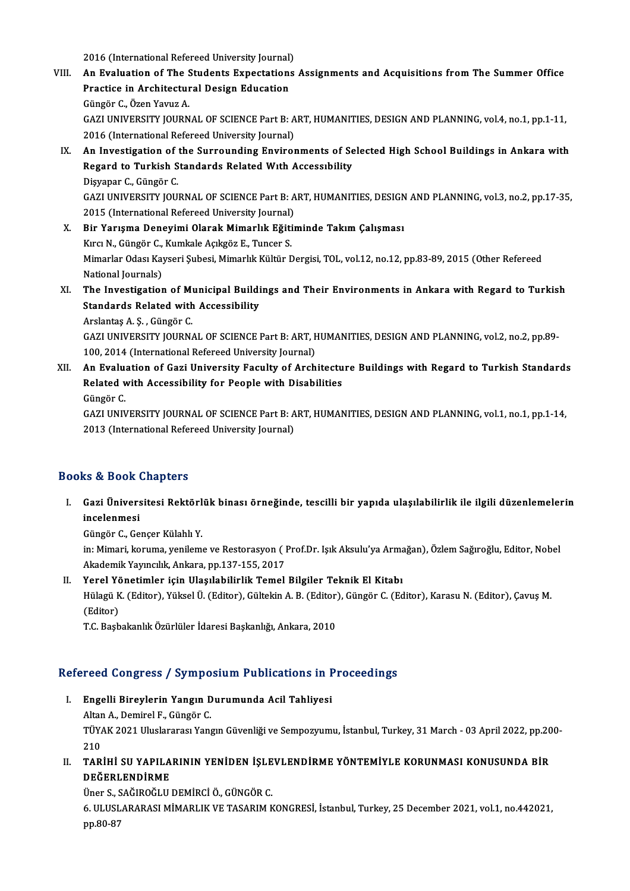2016 (International Refereed University Journal)

VIII. **An Evaluation of The Students Expectations Assignments and Acquisitions from The Summer Office Practice in Architectural Design Education**
Güngör C., Özen Yavuz A.
GAZI UNIVERSITY JOURNAL OF SCIENCE Part B: ART, HUMANITIES, DESIGN AND PLANNING, vol.4, no.1, pp.1-11, 2016 (International Refereed University Journal)

IX. **An Investigation of the Surrounding Environments of Selected High School Buildings in Ankara with Regard to Turkish Standards Related Wıth Accessıbility**
Dişyapar C., Güngör C.
GAZI UNIVERSITY JOURNAL OF SCIENCE Part B: ART, HUMANITIES, DESIGN AND PLANNING, vol.3, no.2, pp.17-35, 2015 (International Refereed University Journal)

X. **Bir Yarışma Deneyimi Olarak Mimarlık Eğitiminde Takım Çalışması**
Kırcı N., Güngör C., Kumkale Açıkgöz E., Tuncer S.
Mimarlar Odası Kayseri Şubesi, Mimarlık Kültür Dergisi, TOL, vol.12, no.12, pp.83-89, 2015 (Other Refereed National Journals)

XI. **The Investigation of Municipal Buildings and Their Environments in Ankara with Regard to Turkish Standards Related with Accessibility**
Arslantaş A. Ş. , Güngör C.
GAZI UNIVERSITY JOURNAL OF SCIENCE Part B: ART, HUMANITIES, DESIGN AND PLANNING, vol.2, no.2, pp.89-100, 2014 (International Refereed University Journal)

XII. **An Evaluation of Gazi University Faculty of Architecture Buildings with Regard to Turkish Standards Related with Accessibility for People with Disabilities**
Güngör C.
GAZI UNIVERSITY JOURNAL OF SCIENCE Part B: ART, HUMANITIES, DESIGN AND PLANNING, vol.1, no.1, pp.1-14, 2013 (International Refereed University Journal)

## Books & Book Chapters

I. **Gazi Üniversitesi Rektörlük binası örneğinde, tescilli bir yapıda ulaşılabilirlik ile ilgili düzenlemelerin incelenmesi**
Güngör C., Gençer Külahlı Y.
in: Mimari, koruma, yenileme ve Restorasyon ( Prof.Dr. Işık Aksulu'ya Armağan), Özlem Sağıroğlu, Editor, Nobel Akademik Yayıncılık, Ankara, pp.137-155, 2017

II. **Yerel Yönetimler için Ulaşılabilirlik Temel Bilgiler Teknik El Kitabı**
Hülagü K. (Editor), Yüksel Ü. (Editor), Gültekin A. B. (Editor), Güngör C. (Editor), Karasu N. (Editor), Çavuş M. (Editor)
T.C. Başbakanlık Özürlüler İdaresi Başkanlığı, Ankara, 2010

## Refereed Congress / Symposium Publications in Proceedings

I. **Engelli Bireylerin Yangın Durumunda Acil Tahliyesi**
Altan A., Demirel F., Güngör C.
TÜYAK 2021 Uluslararası Yangın Güvenliği ve Sempozyumu, İstanbul, Turkey, 31 March - 03 April 2022, pp.200-210

II. **TARİHİ SU YAPILARININ YENİDEN İŞLEVLENDİRME YÖNTEMİYLE KORUNMASI KONUSUNDA BİR DEĞERLENDİRME**
Üner S., SAĞIROĞLU DEMİRCİ Ö., GÜNGÖR C.
6. ULUSLARARASI MİMARLIK VE TASARIM KONGRESİ, İstanbul, Turkey, 25 December 2021, vol.1, no.442021, pp.80-87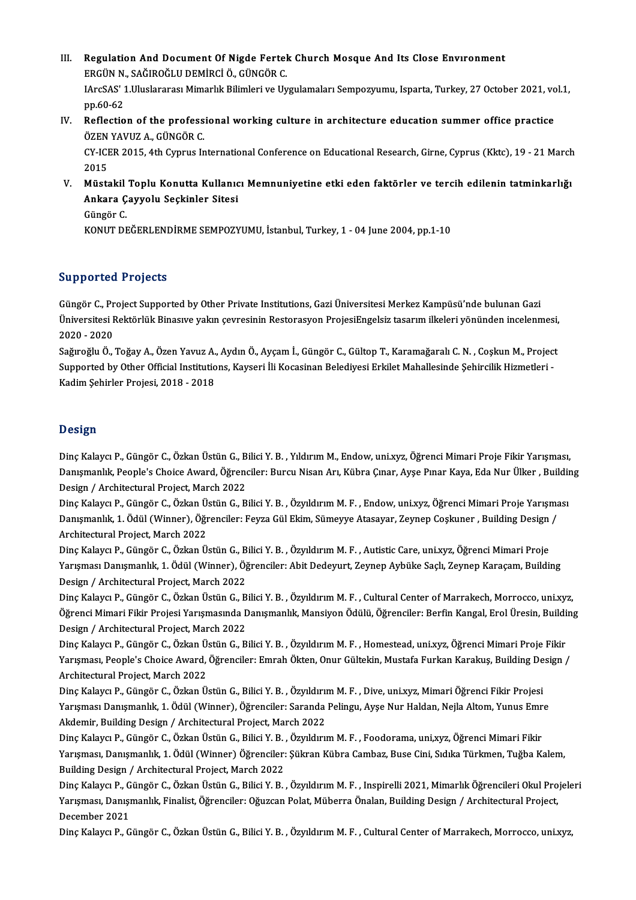III. **Regulation And Document Of Nigde Fertek Church Mosque And Its Close Envıronment**
ERGÜN N., SAĞIROĞLU DEMİRCİ Ö., GÜNGÖR C.
IArcSAS' 1.Uluslararası Mimarlık Bilimleri ve Uygulamaları Sempozyumu, Isparta, Turkey, 27 October 2021, vol.1, pp.60-62

IV. **Reflection of the professional working culture in architecture education summer office practice**
ÖZEN YAVUZ A., GÜNGÖR C.
CY-ICER 2015, 4th Cyprus International Conference on Educational Research, Girne, Cyprus (Kktc), 19 - 21 March 2015

V. **Müstakil Toplu Konutta Kullanıcı Memnuniyetine etki eden faktörler ve tercih edilenin tatminkarlığı Ankara Çayyolu Seçkinler Sitesi**
Güngör C.
KONUT DEĞERLENDİRME SEMPOZYUMU, İstanbul, Turkey, 1 - 04 June 2004, pp.1-10

## Supported Projects

Güngör C., Project Supported by Other Private Institutions, Gazi Üniversitesi Merkez Kampüsü'nde bulunan Gazi Üniversitesi Rektörlük Binasıve yakın çevresinin Restorasyon ProjesiEngelsiz tasarım ilkeleri yönünden incelenmesi, 2020 - 2020

Sağıroğlu Ö., Toğay A., Özen Yavuz A., Aydın Ö., Ayçam İ., Güngör C., Gültop T., Karamağaralı C. N. , Coşkun M., Project Supported by Other Official Institutions, Kayseri İli Kocasinan Belediyesi Erkilet Mahallesinde Şehircilik Hizmetleri - Kadim Şehirler Projesi, 2018 - 2018

## Design

Dinç Kalaycı P., Güngör C., Özkan Üstün G., Bilici Y. B. , Yıldırım M., Endow, uni.xyz, Öğrenci Mimari Proje Fikir Yarışması, Danışmanlık, People's Choice Award, Öğrenciler: Burcu Nisan Arı, Kübra Çınar, Ayşe Pınar Kaya, Eda Nur Ülker , Building Design / Architectural Project, March 2022

Dinç Kalaycı P., Güngör C., Özkan Üstün G., Bilici Y. B. , Özyıldırım M. F. , Endow, uni.xyz, Öğrenci Mimari Proje Yarışması Danışmanlık, 1. Ödül (Winner), Öğrenciler: Feyza Gül Ekim, Sümeyye Atasayar, Zeynep Coşkuner , Building Design / Architectural Project, March 2022

Dinç Kalaycı P., Güngör C., Özkan Üstün G., Bilici Y. B. , Özyıldırım M. F. , Autistic Care, uni.xyz, Öğrenci Mimari Proje Yarışması Danışmanlık, 1. Ödül (Winner), Öğrenciler: Abit Dedeyurt, Zeynep Aybüke Saçlı, Zeynep Karaçam, Building Design / Architectural Project, March 2022

Dinç Kalaycı P., Güngör C., Özkan Üstün G., Bilici Y. B. , Özyıldırım M. F. , Cultural Center of Marrakech, Morrocco, uni.xyz, Öğrenci Mimari Fikir Projesi Yarışmasında Danışmanlık, Mansiyon Ödülü, Öğrenciler: Berfin Kangal, Erol Üresin, Building Design / Architectural Project, March 2022

Dinç Kalaycı P., Güngör C., Özkan Üstün G., Bilici Y. B. , Özyıldırım M. F. , Homestead, uni.xyz, Öğrenci Mimari Proje Fikir Yarışması, People's Choice Award, Öğrenciler: Emrah Ökten, Onur Gültekin, Mustafa Furkan Karakuş, Building Design / Architectural Project, March 2022

Dinç Kalaycı P., Güngör C., Özkan Üstün G., Bilici Y. B. , Özyıldırım M. F. , Dive, uni.xyz, Mimari Öğrenci Fikir Projesi Yarışması Danışmanlık, 1. Ödül (Winner), Öğrenciler: Saranda Pelingu, Ayşe Nur Haldan, Nejla Altom, Yunus Emre Akdemir, Building Design / Architectural Project, March 2022

Dinç Kalaycı P., Güngör C., Özkan Üstün G., Bilici Y. B. , Özyıldırım M. F. , Foodorama, uni,xyz, Öğrenci Mimari Fikir Yarışması, Danışmanlık, 1. Ödül (Winner) Öğrenciler: Şükran Kübra Cambaz, Buse Cini, Sıdıka Türkmen, Tuğba Kalem, Building Design / Architectural Project, March 2022

Dinç Kalaycı P., Güngör C., Özkan Üstün G., Bilici Y. B. , Özyıldırım M. F. , Inspirelli 2021, Mimarlık Öğrencileri Okul Projeleri Yarışması, Danışmanlık, Finalist, Öğrenciler: Oğuzcan Polat, Müberra Önalan, Building Design / Architectural Project, December 2021

Dinç Kalaycı P., Güngör C., Özkan Üstün G., Bilici Y. B. , Özyıldırım M. F. , Cultural Center of Marrakech, Morrocco, uni.xyz,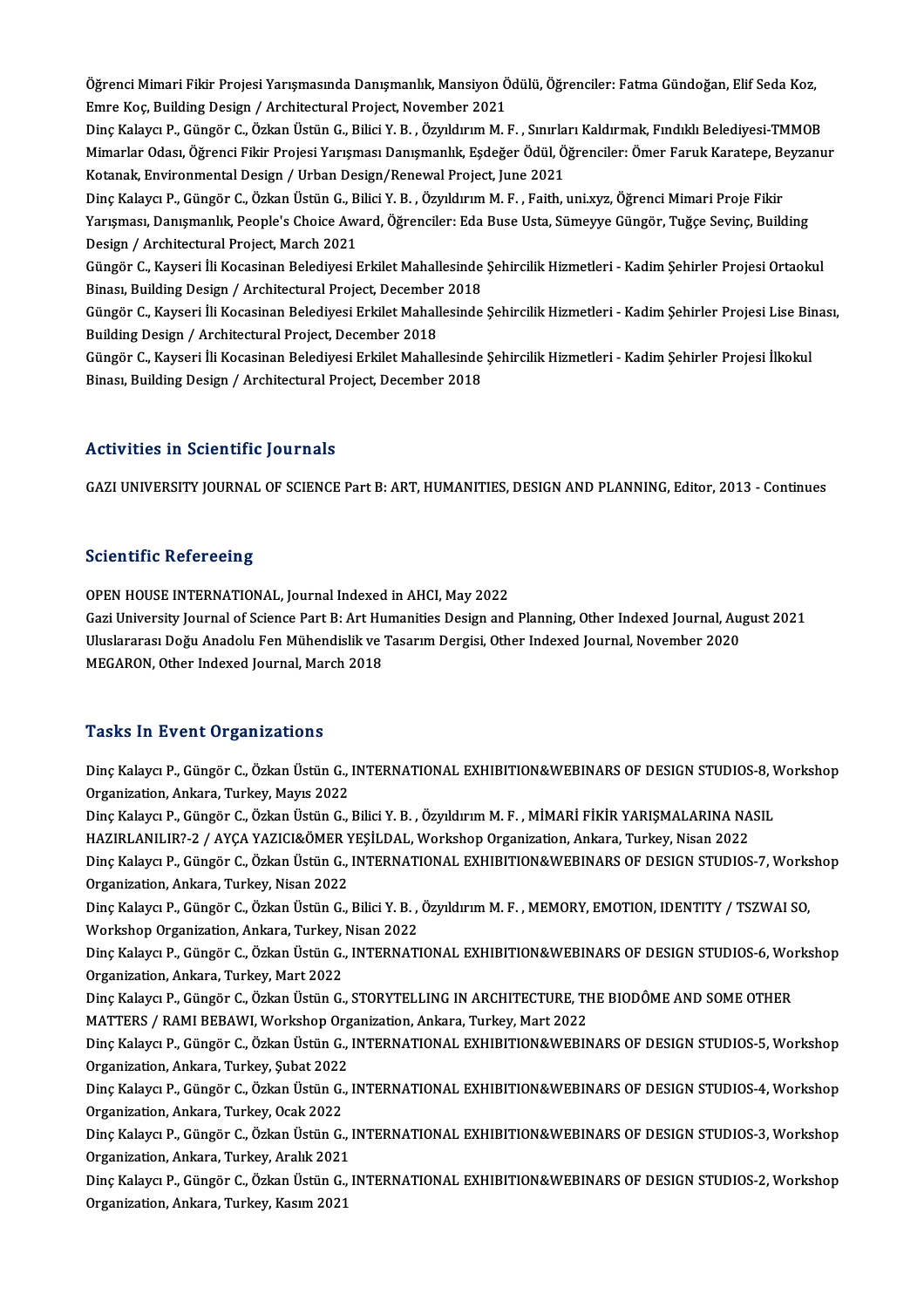Öğrenci Mimari Fikir Projesi Yarışmasında Danışmanlık, Mansiyon Ödülü, Öğrenciler: Fatma Gündoğan, Elif Seda Koz, Emre Koç, Building Design / Architectural Project, November 2021

Dinç Kalaycı P., Güngör C., Özkan Üstün G., Bilici Y. B. , Özyıldırım M. F. , Sınırları Kaldırmak, Fındıklı Belediyesi-TMMOB Mimarlar Odası, Öğrenci Fikir Projesi Yarışması Danışmanlık, Eşdeğer Ödül, Öğrenciler: Ömer Faruk Karatepe, Beyzanur Kotanak, Environmental Design / Urban Design/Renewal Project, June 2021

Dinç Kalaycı P., Güngör C., Özkan Üstün G., Bilici Y. B. , Özyıldırım M. F. , Faith, uni.xyz, Öğrenci Mimari Proje Fikir Yarışması, Danışmanlık, People's Choice Award, Öğrenciler: Eda Buse Usta, Sümeyye Güngör, Tuğçe Sevinç, Building Design / Architectural Project, March 2021

Güngör C., Kayseri İli Kocasinan Belediyesi Erkilet Mahallesinde Şehircilik Hizmetleri - Kadim Şehirler Projesi Ortaokul Binası, Building Design / Architectural Project, December 2018

Güngör C., Kayseri İli Kocasinan Belediyesi Erkilet Mahallesinde Şehircilik Hizmetleri - Kadim Şehirler Projesi Lise Binası, Building Design / Architectural Project, December 2018

Güngör C., Kayseri İli Kocasinan Belediyesi Erkilet Mahallesinde Şehircilik Hizmetleri - Kadim Şehirler Projesi İlkokul Binası, Building Design / Architectural Project, December 2018

## Activities in Scientific Journals

GAZI UNIVERSITY JOURNAL OF SCIENCE Part B: ART, HUMANITIES, DESIGN AND PLANNING, Editor, 2013 - Continues

## Scientific Refereeing

OPEN HOUSE INTERNATIONAL, Journal Indexed in AHCI, May 2022

Gazi University Journal of Science Part B: Art Humanities Design and Planning, Other Indexed Journal, August 2021

Uluslararası Doğu Anadolu Fen Mühendislik ve Tasarım Dergisi, Other Indexed Journal, November 2020

MEGARON, Other Indexed Journal, March 2018

## Tasks In Event Organizations

Dinç Kalaycı P., Güngör C., Özkan Üstün G., INTERNATIONAL EXHIBITION&WEBINARS OF DESIGN STUDIOS-8, Workshop Organization, Ankara, Turkey, Mayıs 2022

Dinç Kalaycı P., Güngör C., Özkan Üstün G., Bilici Y. B. , Özyıldırım M. F. , MİMARİ FİKİR YARIŞMALARINA NASIL HAZIRLANILIR?-2 / AYÇA YAZICI&ÖMER YEŞİLDAL, Workshop Organization, Ankara, Turkey, Nisan 2022

Dinç Kalaycı P., Güngör C., Özkan Üstün G., INTERNATIONAL EXHIBITION&WEBINARS OF DESIGN STUDIOS-7, Workshop Organization, Ankara, Turkey, Nisan 2022

Dinç Kalaycı P., Güngör C., Özkan Üstün G., Bilici Y. B. , Özyıldırım M. F. , MEMORY, EMOTION, IDENTITY / TSZWAI SO, Workshop Organization, Ankara, Turkey, Nisan 2022

Dinç Kalaycı P., Güngör C., Özkan Üstün G., INTERNATIONAL EXHIBITION&WEBINARS OF DESIGN STUDIOS-6, Workshop Organization, Ankara, Turkey, Mart 2022

Dinç Kalaycı P., Güngör C., Özkan Üstün G., STORYTELLING IN ARCHITECTURE, THE BIODÔME AND SOME OTHER MATTERS / RAMI BEBAWI, Workshop Organization, Ankara, Turkey, Mart 2022

Dinç Kalaycı P., Güngör C., Özkan Üstün G., INTERNATIONAL EXHIBITION&WEBINARS OF DESIGN STUDIOS-5, Workshop Organization, Ankara, Turkey, Şubat 2022

Dinç Kalaycı P., Güngör C., Özkan Üstün G., INTERNATIONAL EXHIBITION&WEBINARS OF DESIGN STUDIOS-4, Workshop Organization, Ankara, Turkey, Ocak 2022

Dinç Kalaycı P., Güngör C., Özkan Üstün G., INTERNATIONAL EXHIBITION&WEBINARS OF DESIGN STUDIOS-3, Workshop Organization, Ankara, Turkey, Aralık 2021

Dinç Kalaycı P., Güngör C., Özkan Üstün G., INTERNATIONAL EXHIBITION&WEBINARS OF DESIGN STUDIOS-2, Workshop Organization, Ankara, Turkey, Kasım 2021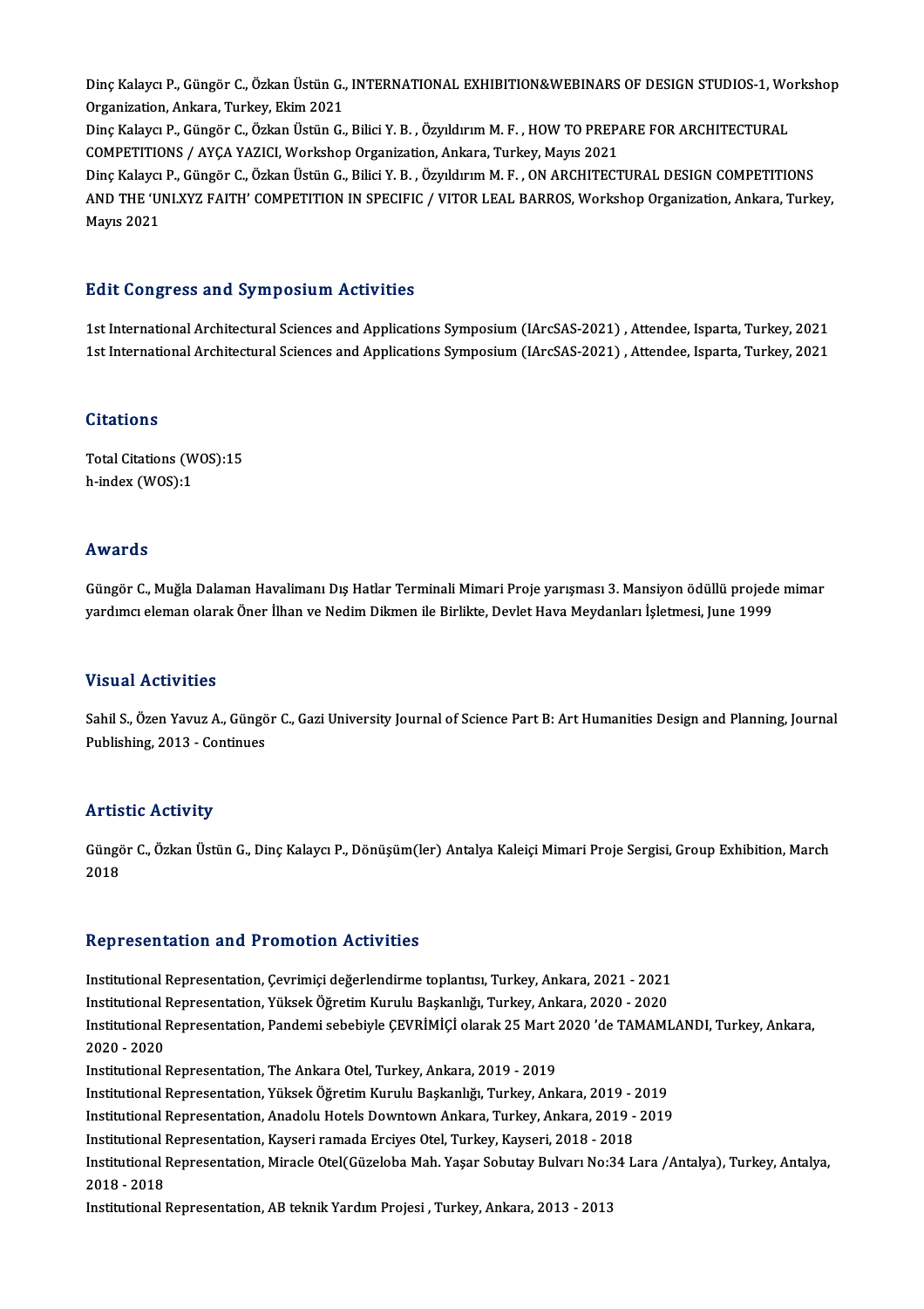Dinç Kalaycı P., Güngör C., Özkan Üstün G., INTERNATIONAL EXHIBITION&WEBINARS OF DESIGN STUDIOS-1, Workshop Organization, Ankara, Turkey, Ekim 2021

Dinç Kalaycı P., Güngör C., Özkan Üstün G., Bilici Y. B. , Özyıldırım M. F. , HOW TO PREPARE FOR ARCHITECTURAL COMPETITIONS / AYÇA YAZICI, Workshop Organization, Ankara, Turkey, Mayıs 2021

Dinç Kalaycı P., Güngör C., Özkan Üstün G., Bilici Y. B. , Özyıldırım M. F. , ON ARCHITECTURAL DESIGN COMPETITIONS AND THE 'UNI.XYZ FAITH' COMPETITION IN SPECIFIC / VITOR LEAL BARROS, Workshop Organization, Ankara, Turkey, Mayıs 2021

## Edit Congress and Symposium Activities

1st International Architectural Sciences and Applications Symposium (IArcSAS-2021) , Attendee, Isparta, Turkey, 2021

1st International Architectural Sciences and Applications Symposium (IArcSAS-2021) , Attendee, Isparta, Turkey, 2021

## Citations

Total Citations (WOS):15

h-index (WOS):1

## Awards

Güngör C., Muğla Dalaman Havalimanı Dış Hatlar Terminali Mimari Proje yarışması 3. Mansiyon ödüllü projede mimar yardımcı eleman olarak Öner İlhan ve Nedim Dikmen ile Birlikte, Devlet Hava Meydanları İşletmesi, June 1999

## Visual Activities

Sahil S., Özen Yavuz A., Güngör C., Gazi University Journal of Science Part B: Art Humanities Design and Planning, Journal Publishing, 2013 - Continues

## Artistic Activity

Güngör C., Özkan Üstün G., Dinç Kalaycı P., Dönüşüm(ler) Antalya Kaleiçi Mimari Proje Sergisi, Group Exhibition, March 2018

## Representation and Promotion Activities

Institutional Representation, Çevrimiçi değerlendirme toplantısı, Turkey, Ankara, 2021 - 2021

Institutional Representation, Yüksek Öğretim Kurulu Başkanlığı, Turkey, Ankara, 2020 - 2020

Institutional Representation, Pandemi sebebiyle ÇEVRİMİÇİ olarak 25 Mart 2020 'de TAMAMLANDI, Turkey, Ankara, 2020 - 2020

Institutional Representation, The Ankara Otel, Turkey, Ankara, 2019 - 2019

Institutional Representation, Yüksek Öğretim Kurulu Başkanlığı, Turkey, Ankara, 2019 - 2019

Institutional Representation, Anadolu Hotels Downtown Ankara, Turkey, Ankara, 2019 - 2019

Institutional Representation, Kayseri ramada Erciyes Otel, Turkey, Kayseri, 2018 - 2018

Institutional Representation, Miracle Otel(Güzeloba Mah. Yaşar Sobutay Bulvarı No:34 Lara /Antalya), Turkey, Antalya, 2018 - 2018

Institutional Representation, AB teknik Yardım Projesi , Turkey, Ankara, 2013 - 2013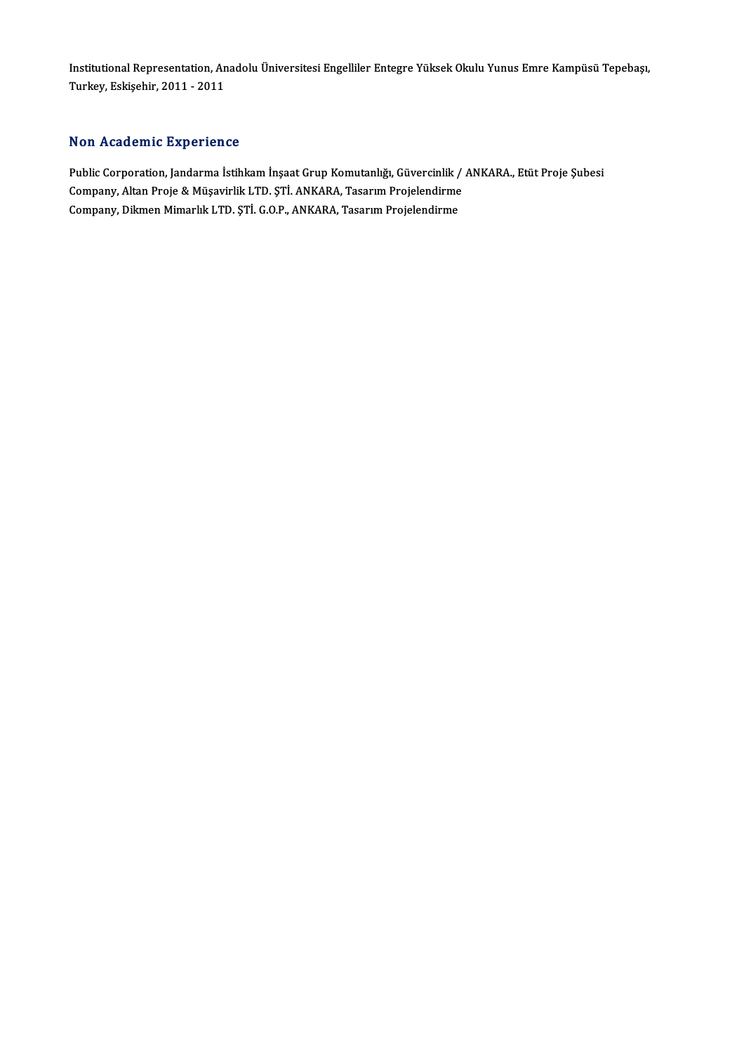Institutional Representation, Anadolu Üniversitesi Engelliler Entegre Yüksek Okulu Yunus Emre Kampüsü Tepebaşı, Turkey, Eskişehir, 2011 - 2011

## Non Academic Experience

Public Corporation, Jandarma İstihkam İnşaat Grup Komutanlığı, Güvercinlik / ANKARA., Etüt Proje Şubesi
Company, Altan Proje & Müşavirlik LTD. ŞTİ. ANKARA, Tasarım Projelendirme
Company, Dikmen Mimarlık LTD. ŞTİ. G.O.P., ANKARA, Tasarım Projelendirme